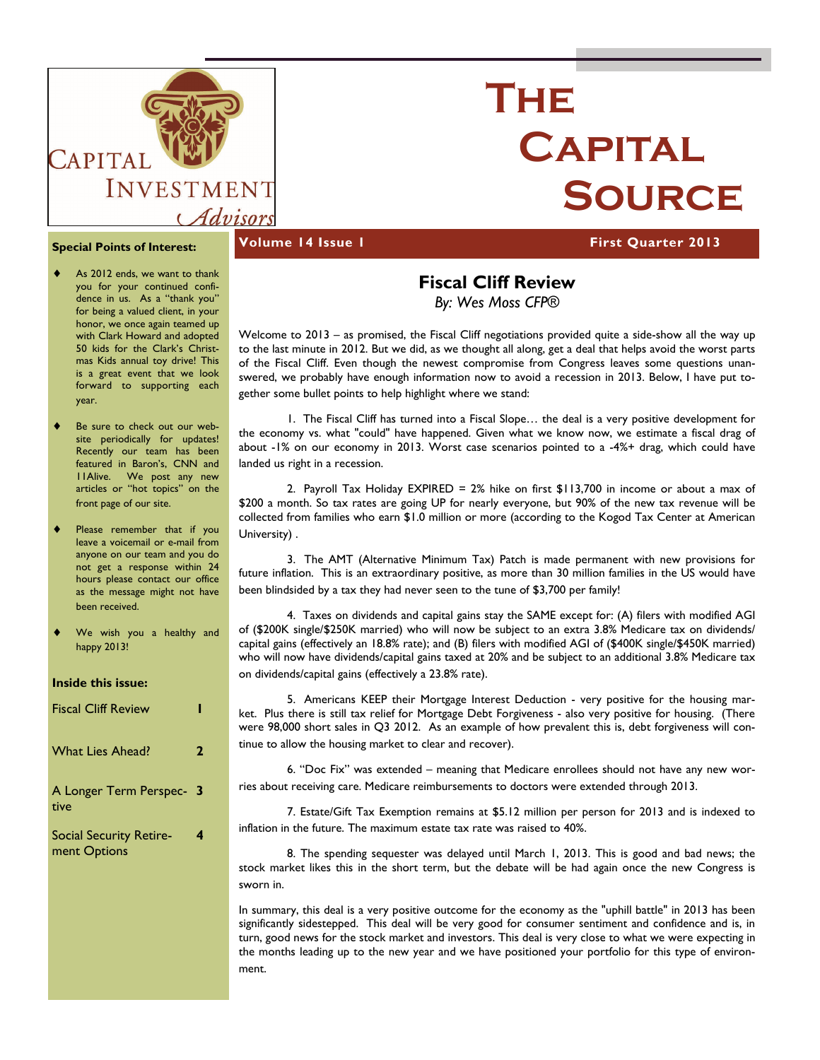Capital Investment Advisors

# The Capital Source

**Volume 14 Issue 1** | **First Quarter 2013**

**Special Points of Interest:**

- As 2012 ends, we want to thank you for your continued confidence in us. As a "thank you" for being a valued client, in your honor, we once again teamed up with Clark Howard and adopted 50 kids for the Clark's Christmas Kids annual toy drive! This is a great event that we look forward to supporting each year.
- Be sure to check out our website periodically for updates! Recently our team has been featured in Baron's, CNN and 11Alive. We post any new articles or "hot topics" on the front page of our site.
- Please remember that if you leave a voicemail or e-mail from anyone on our team and you do not get a response within 24 hours please contact our office as the message might not have been received.
- We wish you a healthy and happy 2013!

**Inside this issue:**

| | |
|---|---|
| Fiscal Cliff Review | 1 |
| What Lies Ahead? | 2 |
| A Longer Term Perspective | 3 |
| Social Security Retirement Options | 4 |

## Fiscal Cliff Review

*By: Wes Moss CFP®*

Welcome to 2013 – as promised, the Fiscal Cliff negotiations provided quite a side-show all the way up to the last minute in 2012. But we did, as we thought all along, get a deal that helps avoid the worst parts of the Fiscal Cliff. Even though the newest compromise from Congress leaves some questions unanswered, we probably have enough information now to avoid a recession in 2013. Below, I have put together some bullet points to help highlight where we stand:

1. The Fiscal Cliff has turned into a Fiscal Slope… the deal is a very positive development for the economy vs. what "could" have happened. Given what we know now, we estimate a fiscal drag of about -1% on our economy in 2013. Worst case scenarios pointed to a -4%+ drag, which could have landed us right in a recession.

2. Payroll Tax Holiday EXPIRED = 2% hike on first $113,700 in income or about a max of $200 a month. So tax rates are going UP for nearly everyone, but 90% of the new tax revenue will be collected from families who earn $1.0 million or more (according to the Kogod Tax Center at American University) .

3. The AMT (Alternative Minimum Tax) Patch is made permanent with new provisions for future inflation. This is an extraordinary positive, as more than 30 million families in the US would have been blindsided by a tax they had never seen to the tune of $3,700 per family!

4. Taxes on dividends and capital gains stay the SAME except for: (A) filers with modified AGI of ($200K single/$250K married) who will now be subject to an extra 3.8% Medicare tax on dividends/capital gains (effectively an 18.8% rate); and (B) filers with modified AGI of ($400K single/$450K married) who will now have dividends/capital gains taxed at 20% and be subject to an additional 3.8% Medicare tax on dividends/capital gains (effectively a 23.8% rate).

5. Americans KEEP their Mortgage Interest Deduction - very positive for the housing market. Plus there is still tax relief for Mortgage Debt Forgiveness - also very positive for housing. (There were 98,000 short sales in Q3 2012. As an example of how prevalent this is, debt forgiveness will continue to allow the housing market to clear and recover).

6. "Doc Fix" was extended – meaning that Medicare enrollees should not have any new worries about receiving care. Medicare reimbursements to doctors were extended through 2013.

7. Estate/Gift Tax Exemption remains at $5.12 million per person for 2013 and is indexed to inflation in the future. The maximum estate tax rate was raised to 40%.

8. The spending sequester was delayed until March 1, 2013. This is good and bad news; the stock market likes this in the short term, but the debate will be had again once the new Congress is sworn in.

In summary, this deal is a very positive outcome for the economy as the "uphill battle" in 2013 has been significantly sidestepped. This deal will be very good for consumer sentiment and confidence and is, in turn, good news for the stock market and investors. This deal is very close to what we were expecting in the months leading up to the new year and we have positioned your portfolio for this type of environment.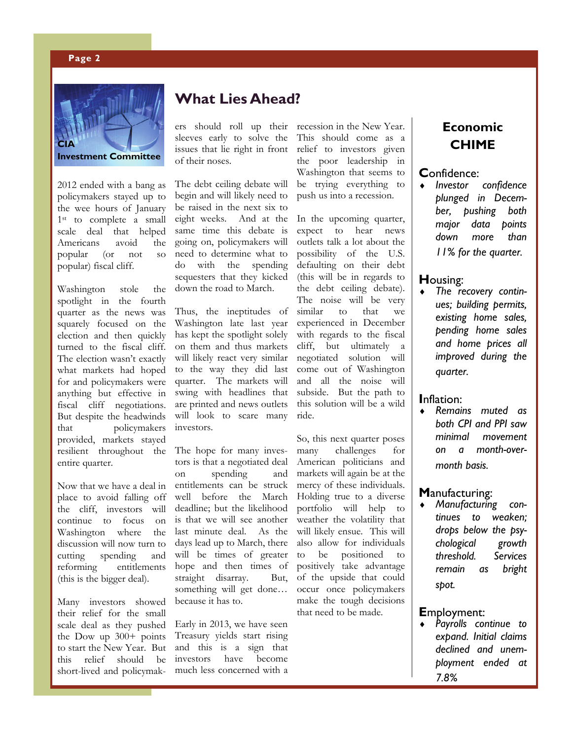CIA Investment Committee

## What Lies Ahead?

2012 ended with a bang as policymakers stayed up to the wee hours of January 1st to complete a small scale deal that helped Americans avoid the popular (or not so popular) fiscal cliff.

Washington stole the spotlight in the fourth quarter as the news was squarely focused on the election and then quickly turned to the fiscal cliff. The election wasn't exactly what markets had hoped for and policymakers were anything but effective in fiscal cliff negotiations. But despite the headwinds that policymakers provided, markets stayed resilient throughout the entire quarter.

Now that we have a deal in place to avoid falling off the cliff, investors will continue to focus on Washington where the discussion will now turn to cutting spending and reforming entitlements (this is the bigger deal).

Many investors showed their relief for the small scale deal as they pushed the Dow up 300+ points to start the New Year. But this relief should be short-lived and policymakers should roll up their sleeves early to solve the issues that lie right in front of their noses.

The debt ceiling debate will begin and will likely need to be raised in the next six to eight weeks. And at the same time this debate is going on, policymakers will need to determine what to do with the spending sequesters that they kicked down the road to March.

Thus, the ineptitudes of Washington late last year has kept the spotlight solely on them and thus markets will likely react very similar to the way they did last quarter. The markets will swing with headlines that are printed and news outlets will look to scare many investors.

The hope for many investors is that a negotiated deal on spending and entitlements can be struck well before the March deadline; but the likelihood is that we will see another last minute deal. As the days lead up to March, there will be times of greater hope and then times of straight disarray. But, something will get done… because it has to.

Early in 2013, we have seen Treasury yields start rising and this is a sign that investors have become much less concerned with a recession in the New Year. This should come as a relief to investors given the poor leadership in Washington that seems to be trying everything to push us into a recession.

In the upcoming quarter, expect to hear news outlets talk a lot about the possibility of the U.S. defaulting on their debt (this will be in regards to the debt ceiling debate). The noise will be very similar to that we experienced in December with regards to the fiscal cliff, but ultimately a negotiated solution will come out of Washington and all the noise will subside. But the path to this solution will be a wild ride.

So, this next quarter poses many challenges for American politicians and markets will again be at the mercy of these individuals. Holding true to a diverse portfolio will help to weather the volatility that will likely ensue. This will also allow for individuals to be positioned to positively take advantage of the upside that could occur once policymakers make the tough decisions that need to be made.

## Economic CHIME

### Confidence:

- *Investor confidence plunged in December, pushing both major data points down more than 11% for the quarter.*

### Housing:

- *The recovery continues; building permits, existing home sales, pending home sales and home prices all improved during the quarter.*

### Inflation:

- *Remains muted as both CPI and PPI saw minimal movement on a month-over-month basis.*

### Manufacturing:

- *Manufacturing continues to weaken; drops below the psychological growth threshold. Services remain as bright spot.*

### Employment:

- *Payrolls continue to expand. Initial claims declined and unemployment ended at 7.8%*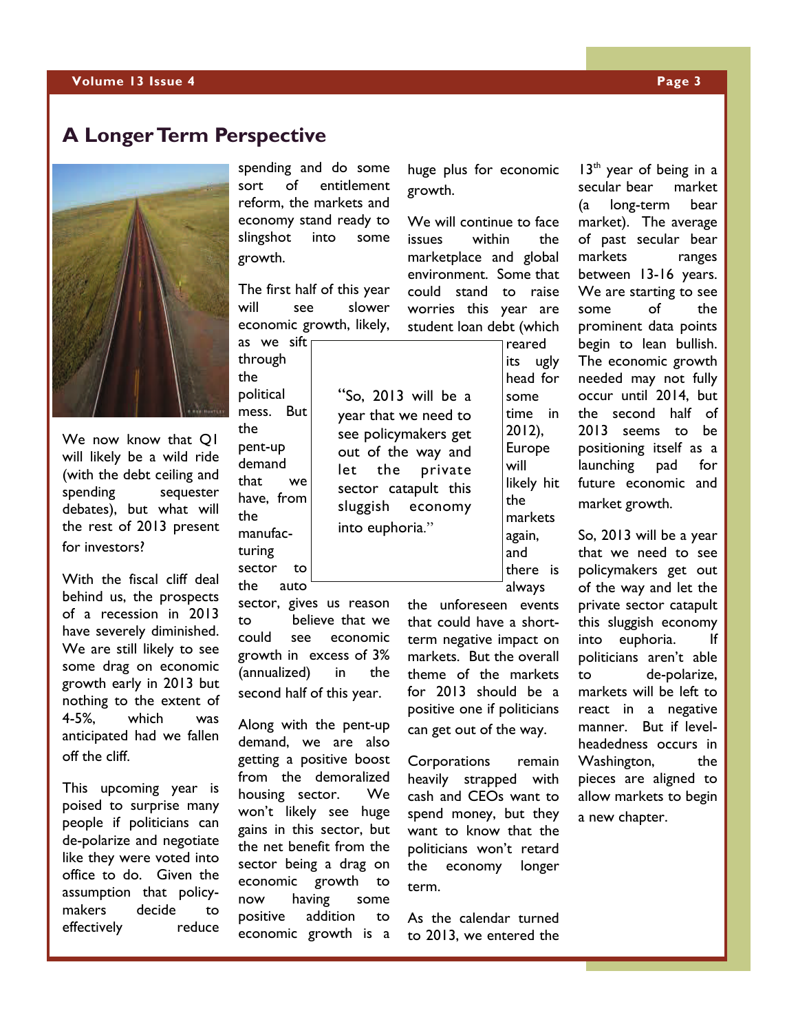## A Longer Term Perspective

We now know that Q1 will likely be a wild ride (with the debt ceiling and spending sequester debates), but what will the rest of 2013 present for investors?

With the fiscal cliff deal behind us, the prospects of a recession in 2013 have severely diminished. We are still likely to see some drag on economic growth early in 2013 but nothing to the extent of 4-5%, which was anticipated had we fallen off the cliff.

This upcoming year is poised to surprise many people if politicians can de-polarize and negotiate like they were voted into office to do. Given the assumption that policy-makers decide to effectively reduce spending and do some sort of entitlement reform, the markets and economy stand ready to slingshot into some growth.

The first half of this year will see slower economic growth, likely, as we sift through the political mess. But the pent-up demand that we have, from the manufacturing sector to the auto sector, gives us reason to believe that we could see economic growth in excess of 3% (annualized) in the second half of this year.

> "So, 2013 will be a year that we need to see policymakers get out of the way and let the private sector catapult this sluggish economy into euphoria."

Along with the pent-up demand, we are also getting a positive boost from the demoralized housing sector. We won't likely see huge gains in this sector, but the net benefit from the sector being a drag on economic growth to now having some positive addition to economic growth is a huge plus for economic growth.

We will continue to face issues within the marketplace and global environment. Some that could stand to raise worries this year are student loan debt (which reared its ugly head for some time in 2012), Europe will likely hit the markets again, and there is always the unforeseen events that could have a short-term negative impact on markets. But the overall theme of the markets for 2013 should be a positive one if politicians can get out of the way.

Corporations remain heavily strapped with cash and CEOs want to spend money, but they want to know that the politicians won't retard the economy longer term.

As the calendar turned to 2013, we entered the 13th year of being in a secular bear market (a long-term bear market). The average of past secular bear markets ranges between 13-16 years. We are starting to see some of the prominent data points begin to lean bullish. The economic growth needed may not fully occur until 2014, but the second half of 2013 seems to be positioning itself as a launching pad for future economic and market growth.

So, 2013 will be a year that we need to see policymakers get out of the way and let the private sector catapult this sluggish economy into euphoria. If politicians aren't able to de-polarize, markets will be left to react in a negative manner. But if level-headedness occurs in Washington, the pieces are aligned to allow markets to begin a new chapter.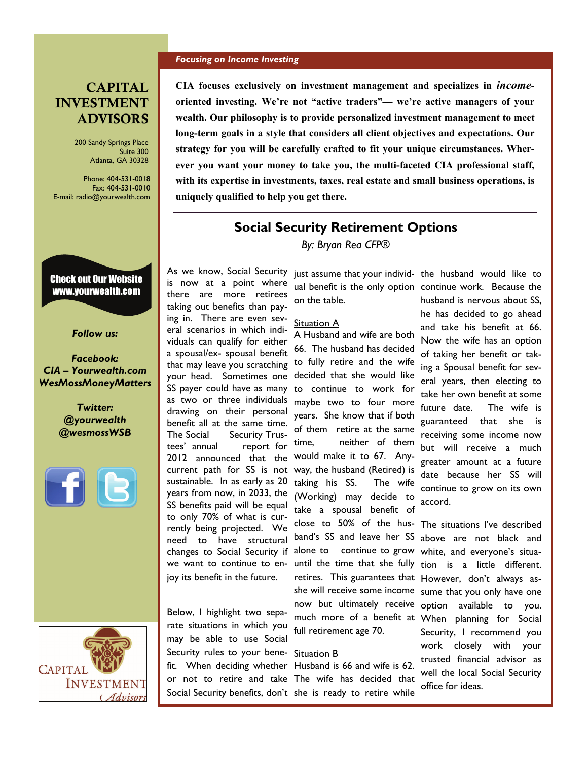# CAPITAL INVESTMENT ADVISORS

200 Sandy Springs Place
Suite 300
Atlanta, GA 30328

Phone: 404-531-0018
Fax: 404-531-0010
E-mail: radio@yourwealth.com

**Check out Our Website**
**www.yourwealth.com**

***Follow us:***

***Facebook:***
***CIA – Yourwealth.com***
***WesMossMoneyMatters***

***Twitter:***
***@yourwealth***
***@wesmossWSB***

***Focusing on Income Investing***

**CIA focuses exclusively on investment management and specializes in *income*-oriented investing. We're not "active traders"— we're active managers of your wealth. Our philosophy is to provide personalized investment management to meet long-term goals in a style that considers all client objectives and expectations. Our strategy for you will be carefully crafted to fit your unique circumstances. Wherever you want your money to take you, the multi-faceted CIA professional staff, with its expertise in investments, taxes, real estate and small business operations, is uniquely qualified to help you get there.**

---

## Social Security Retirement Options

*By: Bryan Rea CFP®*

As we know, Social Security is now at a point where there are more retirees taking out benefits than paying in. There are even several scenarios in which individuals can qualify for either a spousal/ex- spousal benefit that may leave you scratching your head. Sometimes one SS payer could have as many as two or three individuals drawing on their personal benefit all at the same time. The Social Security Trustees' annual report for 2012 announced that the current path for SS is not sustainable. In as early as 20 years from now, in 2033, the SS benefits paid will be equal to only 70% of what is currently being projected. We need to have structural changes to Social Security if we want to continue to enjoy its benefit in the future.

Below, I highlight two separate situations in which you may be able to use Social Security rules to your benefit. When deciding whether or not to retire and take Social Security benefits, don't just assume that your individual benefit is the only option on the table.

Situation A

A Husband and wife are both 66. The husband has decided to fully retire and the wife decided that she would like to continue to work for maybe two to four more years. She know that if both of them retire at the same time, neither of them would make it to 67. Anyway, the husband (Retired) is taking his SS. The wife (Working) may decide to take a spousal benefit of close to 50% of the husband's SS and leave her SS alone to continue to grow until the time that she fully retires. This guarantees that she will receive some income now but ultimately receive much more of a benefit at full retirement age 70.

Situation B

Husband is 66 and wife is 62. The wife has decided that she is ready to retire while the husband would like to continue work. Because the husband is nervous about SS, he has decided to go ahead and take his benefit at 66. Now the wife has an option of taking her benefit or taking a Spousal benefit for several years, then electing to take her own benefit at some future date. The wife is guaranteed that she is receiving some income now but will receive a much greater amount at a future date because her SS will continue to grow on its own accord.

The situations I've described above are not black and white, and everyone's situation is a little different. However, don't always assume that you only have one option available to you. When planning for Social Security, I recommend you work closely with your trusted financial advisor as well the local Social Security office for ideas.